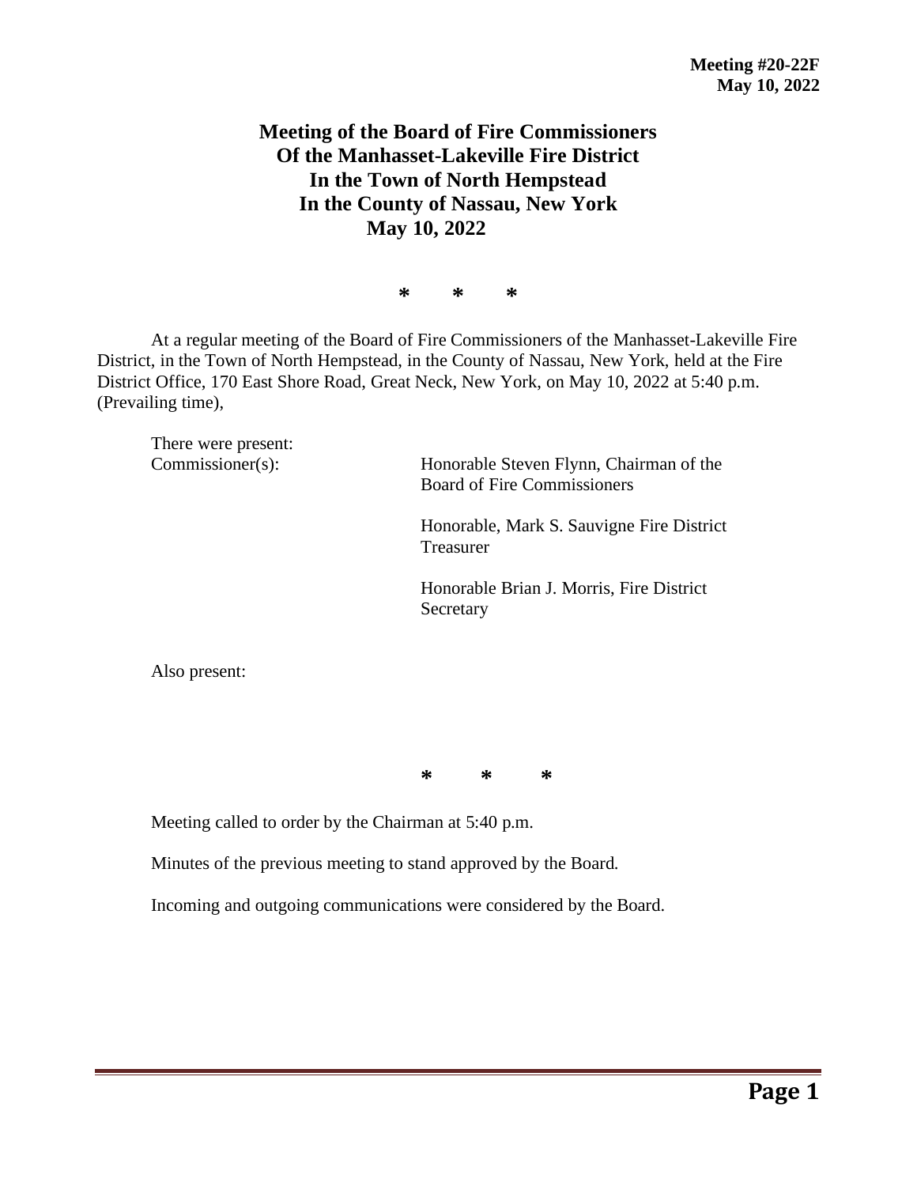**Meeting #20-22F**
**May 10, 2022**

# Meeting of the Board of Fire Commissioners Of the Manhasset-Lakeville Fire District In the Town of North Hempstead In the County of Nassau, New York May 10, 2022

\*  \*  \*

At a regular meeting of the Board of Fire Commissioners of the Manhasset-Lakeville Fire District, in the Town of North Hempstead, in the County of Nassau, New York, held at the Fire District Office, 170 East Shore Road, Great Neck, New York, on May 10, 2022 at 5:40 p.m. (Prevailing time),

There were present:

Commissioner(s):

Honorable Steven Flynn, Chairman of the Board of Fire Commissioners

Honorable, Mark S. Sauvigne Fire District Treasurer

Honorable Brian J. Morris, Fire District Secretary

Also present:

\*  \*  \*

Meeting called to order by the Chairman at 5:40 p.m.

Minutes of the previous meeting to stand approved by the Board.

Incoming and outgoing communications were considered by the Board.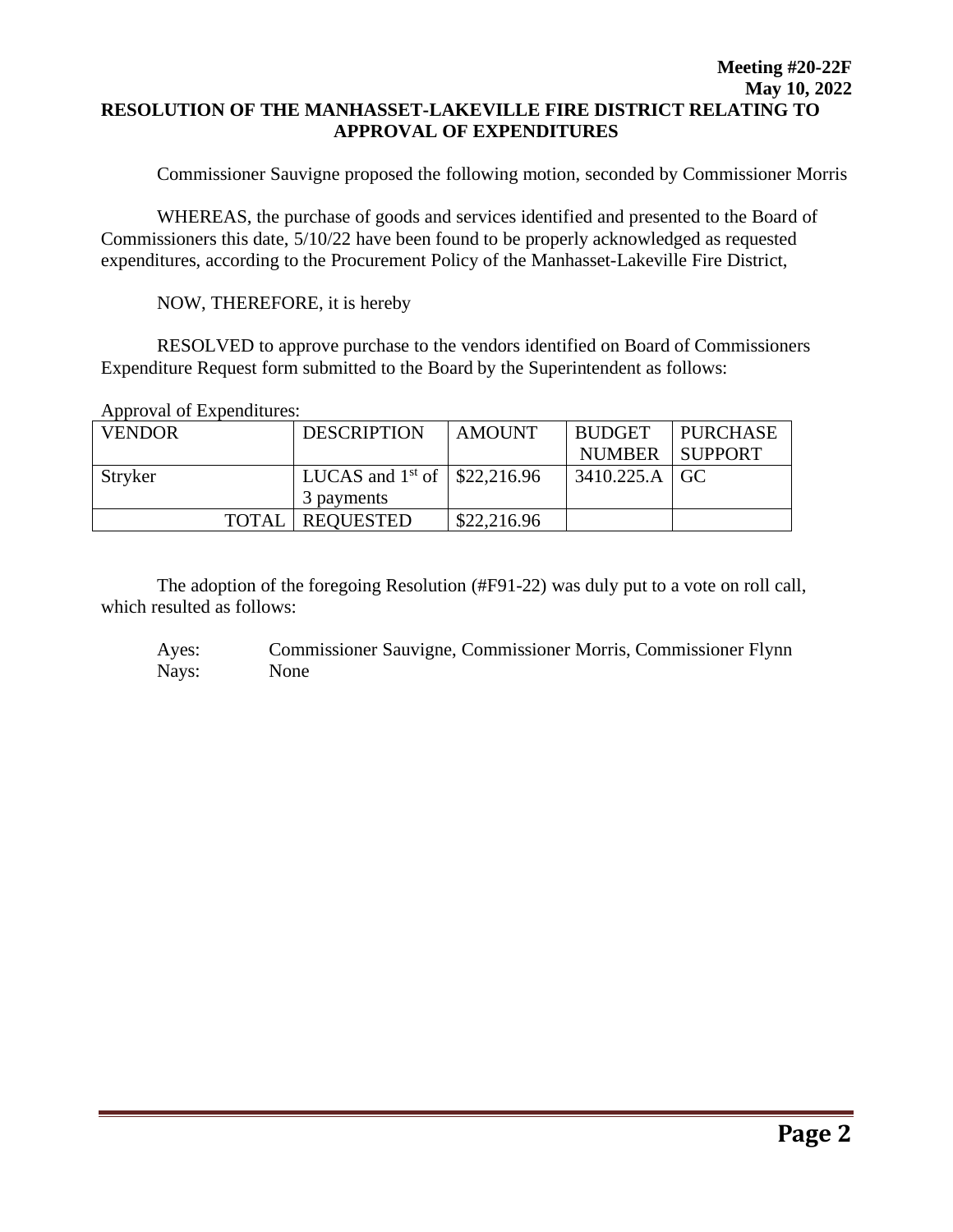**Meeting #20-22F**
**May 10, 2022**

# RESOLUTION OF THE MANHASSET-LAKEVILLE FIRE DISTRICT RELATING TO APPROVAL OF EXPENDITURES

Commissioner Sauvigne proposed the following motion, seconded by Commissioner Morris

WHEREAS, the purchase of goods and services identified and presented to the Board of Commissioners this date, 5/10/22 have been found to be properly acknowledged as requested expenditures, according to the Procurement Policy of the Manhasset-Lakeville Fire District,

NOW, THEREFORE, it is hereby

RESOLVED to approve purchase to the vendors identified on Board of Commissioners Expenditure Request form submitted to the Board by the Superintendent as follows:

Approval of Expenditures:

| VENDOR | DESCRIPTION | AMOUNT | BUDGET NUMBER | PURCHASE SUPPORT |
|---|---|---|---|---|
| Stryker | LUCAS and 1st of 3 payments | $22,216.96 | 3410.225.A | GC |
| TOTAL | REQUESTED | $22,216.96 | | |

The adoption of the foregoing Resolution (#F91-22) was duly put to a vote on roll call, which resulted as follows:

Ayes: Commissioner Sauvigne, Commissioner Morris, Commissioner Flynn
Nays: None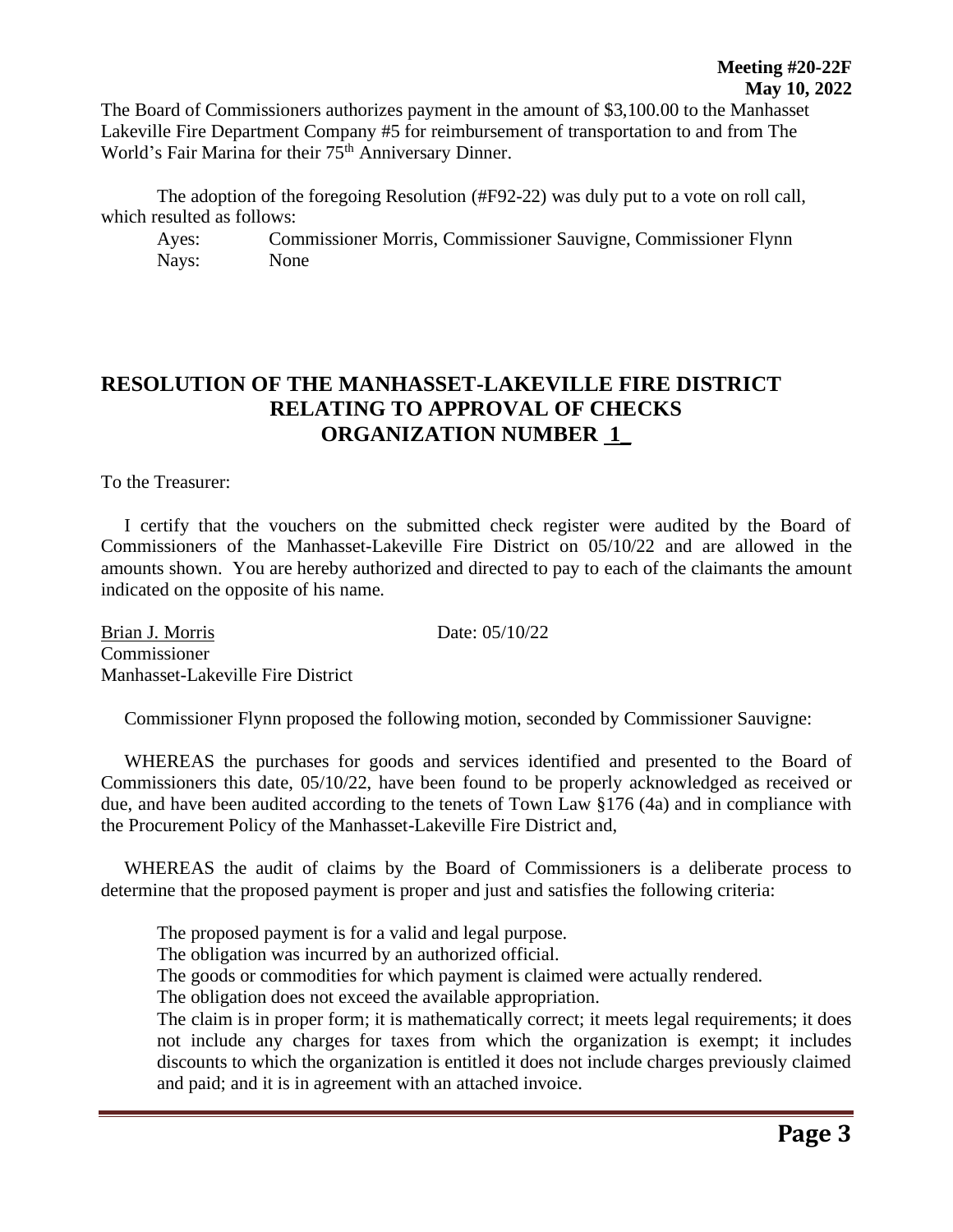The Board of Commissioners authorizes payment in the amount of $3,100.00 to the Manhasset Lakeville Fire Department Company #5 for reimbursement of transportation to and from The World's Fair Marina for their 75th Anniversary Dinner.

The adoption of the foregoing Resolution (#F92-22) was duly put to a vote on roll call, which resulted as follows:

Ayes: Commissioner Morris, Commissioner Sauvigne, Commissioner Flynn
Nays: None

## RESOLUTION OF THE MANHASSET-LAKEVILLE FIRE DISTRICT RELATING TO APPROVAL OF CHECKS ORGANIZATION NUMBER 1

To the Treasurer:

I certify that the vouchers on the submitted check register were audited by the Board of Commissioners of the Manhasset-Lakeville Fire District on 05/10/22 and are allowed in the amounts shown. You are hereby authorized and directed to pay to each of the claimants the amount indicated on the opposite of his name.

Brian J. Morris Date: 05/10/22
Commissioner
Manhasset-Lakeville Fire District

Commissioner Flynn proposed the following motion, seconded by Commissioner Sauvigne:

WHEREAS the purchases for goods and services identified and presented to the Board of Commissioners this date, 05/10/22, have been found to be properly acknowledged as received or due, and have been audited according to the tenets of Town Law §176 (4a) and in compliance with the Procurement Policy of the Manhasset-Lakeville Fire District and,

WHEREAS the audit of claims by the Board of Commissioners is a deliberate process to determine that the proposed payment is proper and just and satisfies the following criteria:

The proposed payment is for a valid and legal purpose.
The obligation was incurred by an authorized official.
The goods or commodities for which payment is claimed were actually rendered.
The obligation does not exceed the available appropriation.
The claim is in proper form; it is mathematically correct; it meets legal requirements; it does not include any charges for taxes from which the organization is exempt; it includes discounts to which the organization is entitled it does not include charges previously claimed and paid; and it is in agreement with an attached invoice.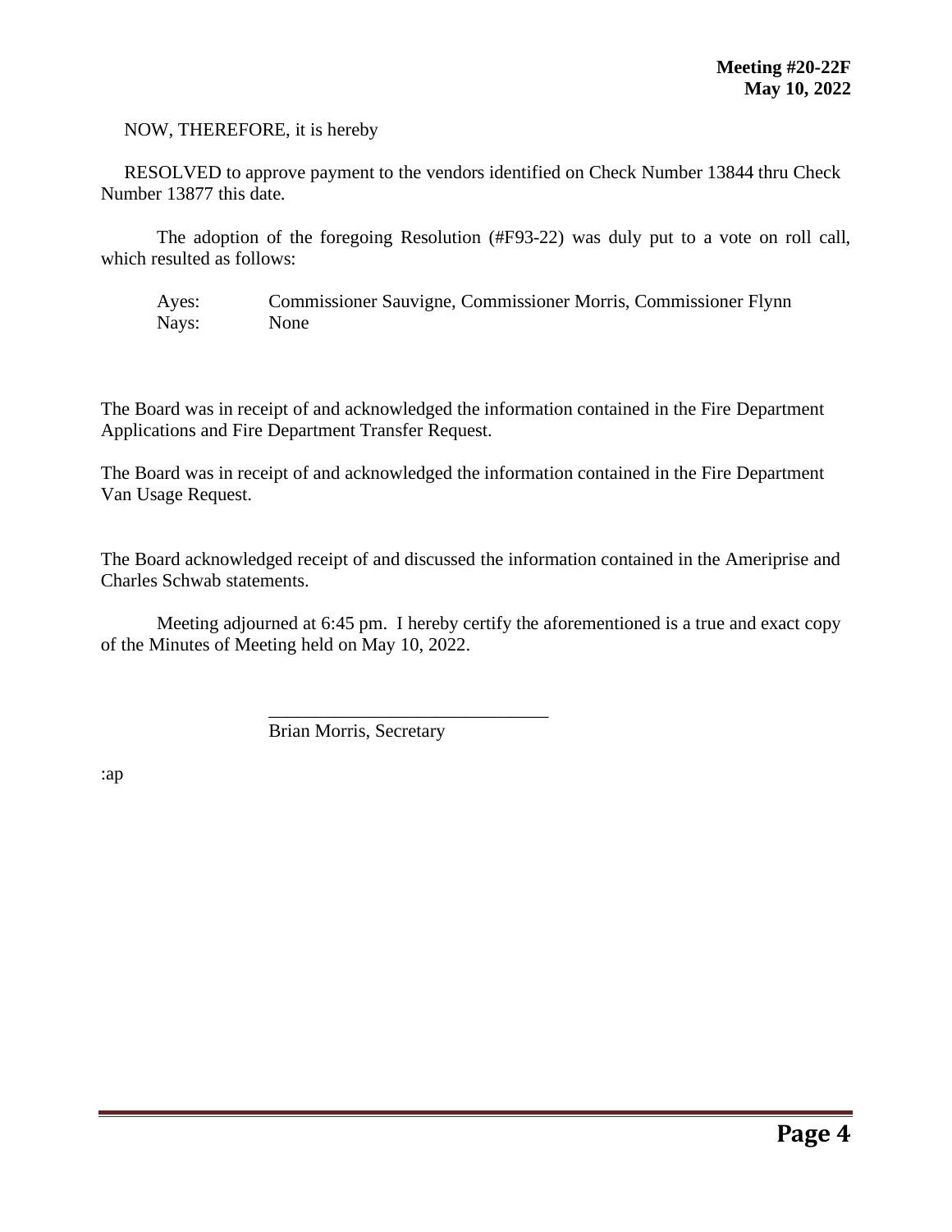NOW, THEREFORE, it is hereby

RESOLVED to approve payment to the vendors identified on Check Number 13844 thru Check Number 13877 this date.

The adoption of the foregoing Resolution (#F93-22) was duly put to a vote on roll call, which resulted as follows:

Ayes: Commissioner Sauvigne, Commissioner Morris, Commissioner Flynn
Nays: None

The Board was in receipt of and acknowledged the information contained in the Fire Department Applications and Fire Department Transfer Request.

The Board was in receipt of and acknowledged the information contained in the Fire Department Van Usage Request.

The Board acknowledged receipt of and discussed the information contained in the Ameriprise and Charles Schwab statements.

Meeting adjourned at 6:45 pm. I hereby certify the aforementioned is a true and exact copy of the Minutes of Meeting held on May 10, 2022.

_______________________________
Brian Morris, Secretary

:ap